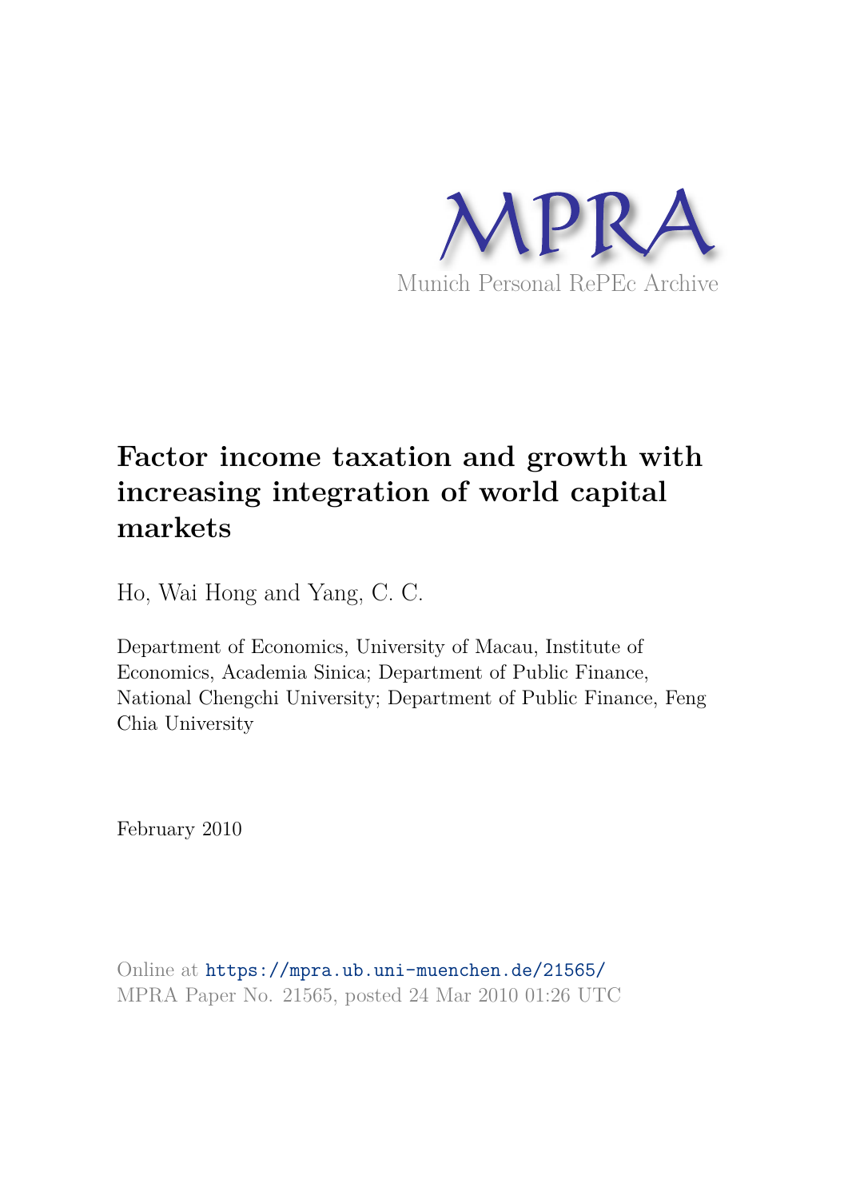MPRA

Munich Personal RePEc Archive

# Factor income taxation and growth with increasing integration of world capital markets

Ho, Wai Hong and Yang, C. C.

Department of Economics, University of Macau, Institute of Economics, Academia Sinica; Department of Public Finance, National Chengchi University; Department of Public Finance, Feng Chia University

February 2010

Online at https://mpra.ub.uni-muenchen.de/21565/
MPRA Paper No. 21565, posted 24 Mar 2010 01:26 UTC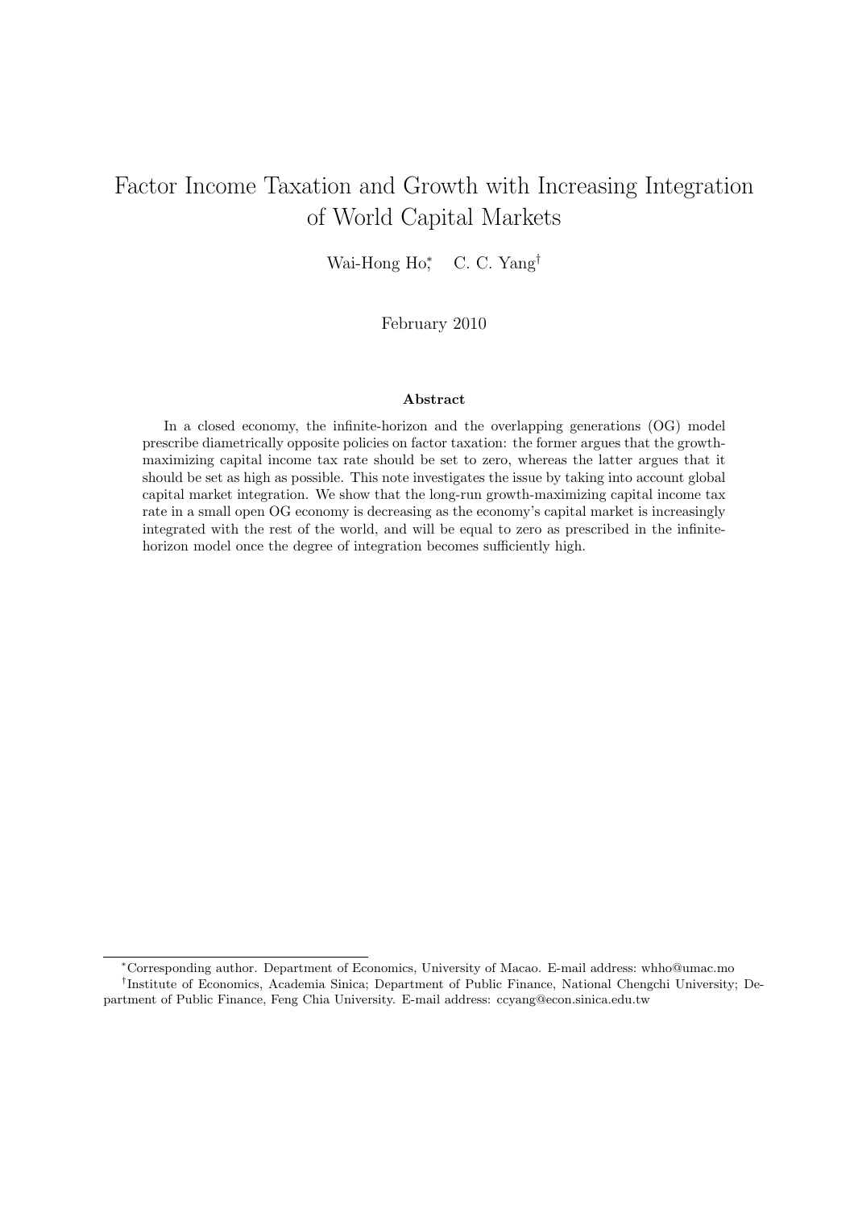# Factor Income Taxation and Growth with Increasing Integration of World Capital Markets

Wai-Hong Ho[*], C. C. Yang[†]

February 2010

**Abstract**

In a closed economy, the infinite-horizon and the overlapping generations (OG) model prescribe diametrically opposite policies on factor taxation: the former argues that the growth-maximizing capital income tax rate should be set to zero, whereas the latter argues that it should be set as high as possible. This note investigates the issue by taking into account global capital market integration. We show that the long-run growth-maximizing capital income tax rate in a small open OG economy is decreasing as the economy's capital market is increasingly integrated with the rest of the world, and will be equal to zero as prescribed in the infinite-horizon model once the degree of integration becomes sufficiently high.

---

[*] Corresponding author. Department of Economics, University of Macao. E-mail address: whho@umac.mo

[†] Institute of Economics, Academia Sinica; Department of Public Finance, National Chengchi University; Department of Public Finance, Feng Chia University. E-mail address: ccyang@econ.sinica.edu.tw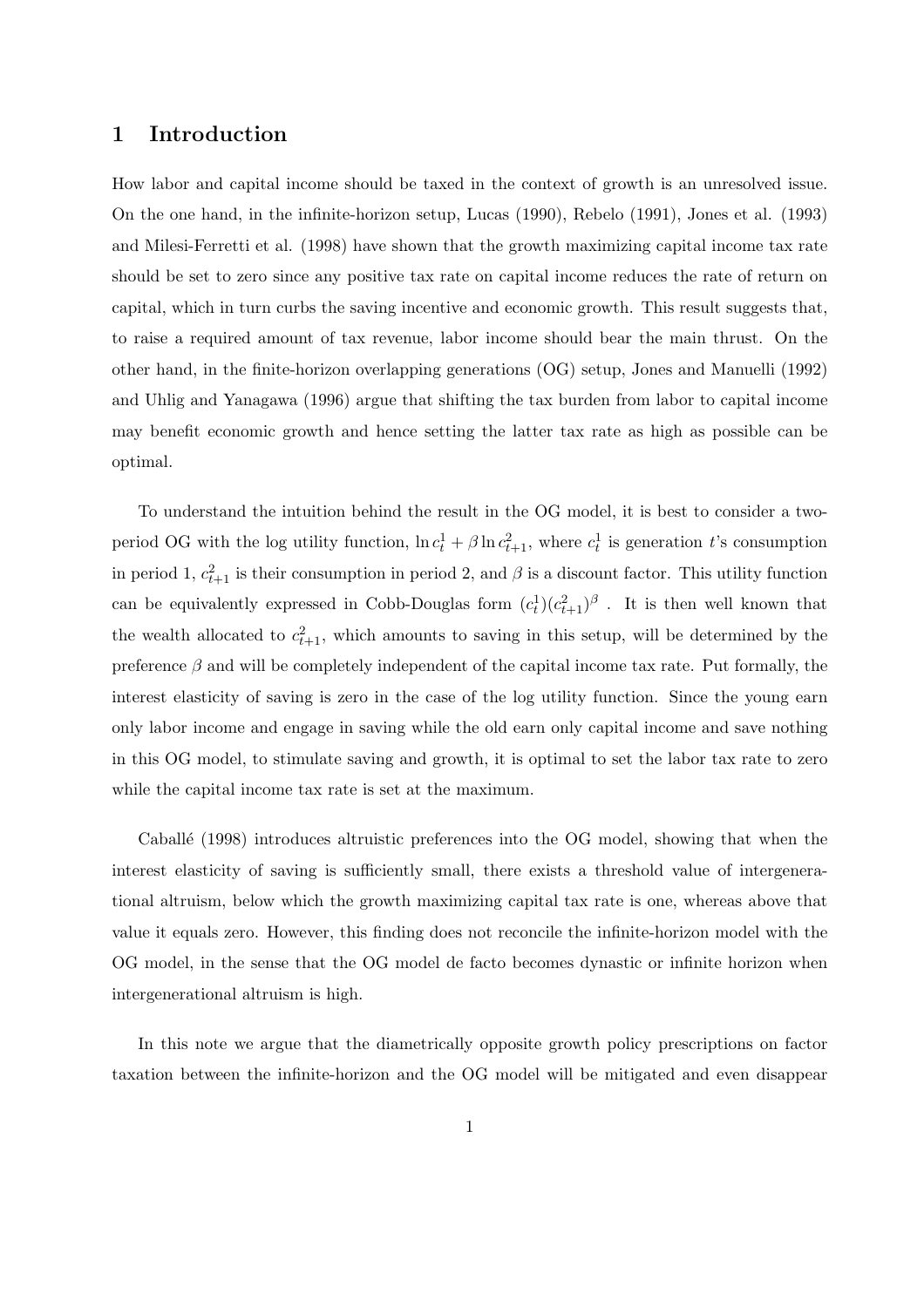# 1 Introduction

How labor and capital income should be taxed in the context of growth is an unresolved issue. On the one hand, in the infinite-horizon setup, Lucas (1990), Rebelo (1991), Jones et al. (1993) and Milesi-Ferretti et al. (1998) have shown that the growth maximizing capital income tax rate should be set to zero since any positive tax rate on capital income reduces the rate of return on capital, which in turn curbs the saving incentive and economic growth. This result suggests that, to raise a required amount of tax revenue, labor income should bear the main thrust. On the other hand, in the finite-horizon overlapping generations (OG) setup, Jones and Manuelli (1992) and Uhlig and Yanagawa (1996) argue that shifting the tax burden from labor to capital income may benefit economic growth and hence setting the latter tax rate as high as possible can be optimal.

To understand the intuition behind the result in the OG model, it is best to consider a two-period OG with the log utility function, $\ln c_t^1 + \beta \ln c_{t+1}^2$, where $c_t^1$ is generation $t$'s consumption in period 1, $c_{t+1}^2$ is their consumption in period 2, and $\beta$ is a discount factor. This utility function can be equivalently expressed in Cobb-Douglas form $(c_t^1)(c_{t+1}^2)^\beta$ . It is then well known that the wealth allocated to $c_{t+1}^2$, which amounts to saving in this setup, will be determined by the preference $\beta$ and will be completely independent of the capital income tax rate. Put formally, the interest elasticity of saving is zero in the case of the log utility function. Since the young earn only labor income and engage in saving while the old earn only capital income and save nothing in this OG model, to stimulate saving and growth, it is optimal to set the labor tax rate to zero while the capital income tax rate is set at the maximum.

Caballé (1998) introduces altruistic preferences into the OG model, showing that when the interest elasticity of saving is sufficiently small, there exists a threshold value of intergenerational altruism, below which the growth maximizing capital tax rate is one, whereas above that value it equals zero. However, this finding does not reconcile the infinite-horizon model with the OG model, in the sense that the OG model de facto becomes dynastic or infinite horizon when intergenerational altruism is high.

In this note we argue that the diametrically opposite growth policy prescriptions on factor taxation between the infinite-horizon and the OG model will be mitigated and even disappear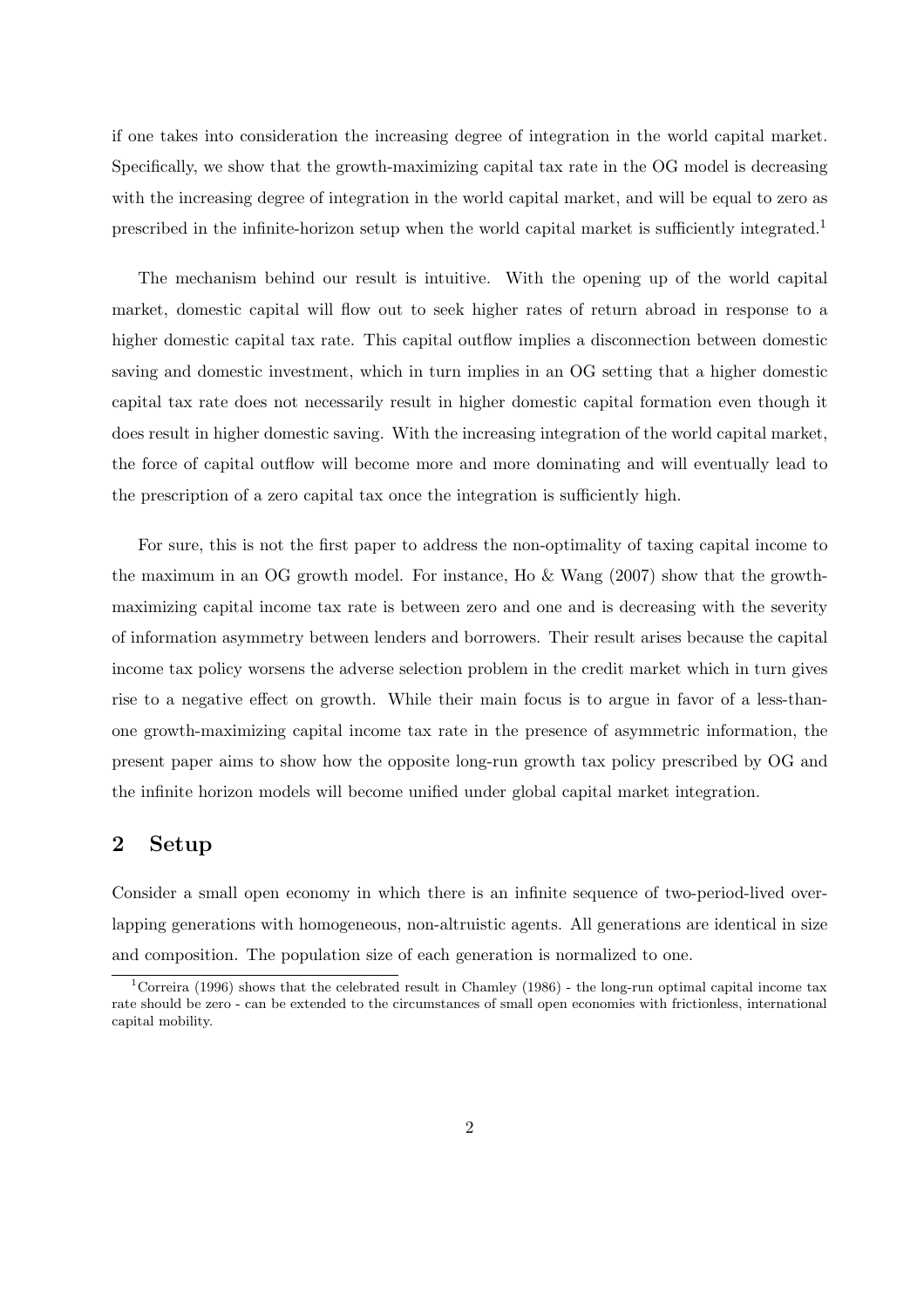if one takes into consideration the increasing degree of integration in the world capital market. Specifically, we show that the growth-maximizing capital tax rate in the OG model is decreasing with the increasing degree of integration in the world capital market, and will be equal to zero as prescribed in the infinite-horizon setup when the world capital market is sufficiently integrated.[1]

The mechanism behind our result is intuitive. With the opening up of the world capital market, domestic capital will flow out to seek higher rates of return abroad in response to a higher domestic capital tax rate. This capital outflow implies a disconnection between domestic saving and domestic investment, which in turn implies in an OG setting that a higher domestic capital tax rate does not necessarily result in higher domestic capital formation even though it does result in higher domestic saving. With the increasing integration of the world capital market, the force of capital outflow will become more and more dominating and will eventually lead to the prescription of a zero capital tax once the integration is sufficiently high.

For sure, this is not the first paper to address the non-optimality of taxing capital income to the maximum in an OG growth model. For instance, Ho & Wang (2007) show that the growth-maximizing capital income tax rate is between zero and one and is decreasing with the severity of information asymmetry between lenders and borrowers. Their result arises because the capital income tax policy worsens the adverse selection problem in the credit market which in turn gives rise to a negative effect on growth. While their main focus is to argue in favor of a less-than-one growth-maximizing capital income tax rate in the presence of asymmetric information, the present paper aims to show how the opposite long-run growth tax policy prescribed by OG and the infinite horizon models will become unified under global capital market integration.

## 2 Setup

Consider a small open economy in which there is an infinite sequence of two-period-lived overlapping generations with homogeneous, non-altruistic agents. All generations are identical in size and composition. The population size of each generation is normalized to one.

[1] Correira (1996) shows that the celebrated result in Chamley (1986) - the long-run optimal capital income tax rate should be zero - can be extended to the circumstances of small open economies with frictionless, international capital mobility.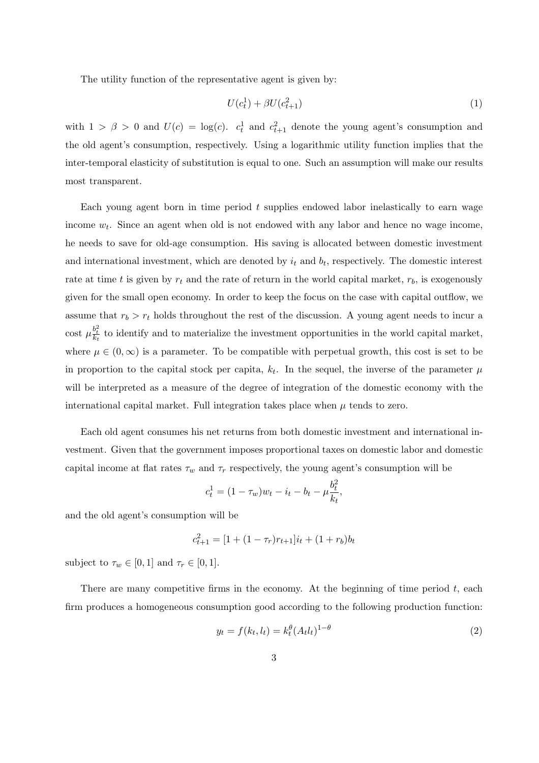The utility function of the representative agent is given by:

$$U(c_t^1) + \beta U(c_{t+1}^2) \tag{1}$$

with $1 > \beta > 0$ and $U(c) = \log(c)$. $c_t^1$ and $c_{t+1}^2$ denote the young agent's consumption and the old agent's consumption, respectively. Using a logarithmic utility function implies that the inter-temporal elasticity of substitution is equal to one. Such an assumption will make our results most transparent.

Each young agent born in time period $t$ supplies endowed labor inelastically to earn wage income $w_t$. Since an agent when old is not endowed with any labor and hence no wage income, he needs to save for old-age consumption. His saving is allocated between domestic investment and international investment, which are denoted by $i_t$ and $b_t$, respectively. The domestic interest rate at time $t$ is given by $r_t$ and the rate of return in the world capital market, $r_b$, is exogenously given for the small open economy. In order to keep the focus on the case with capital outflow, we assume that $r_b > r_t$ holds throughout the rest of the discussion. A young agent needs to incur a cost $\mu\frac{b_t^2}{k_t}$ to identify and to materialize the investment opportunities in the world capital market, where $\mu \in (0, \infty)$ is a parameter. To be compatible with perpetual growth, this cost is set to be in proportion to the capital stock per capita, $k_t$. In the sequel, the inverse of the parameter $\mu$ will be interpreted as a measure of the degree of integration of the domestic economy with the international capital market. Full integration takes place when $\mu$ tends to zero.

Each old agent consumes his net returns from both domestic investment and international investment. Given that the government imposes proportional taxes on domestic labor and domestic capital income at flat rates $\tau_w$ and $\tau_r$ respectively, the young agent's consumption will be

$$c_t^1 = (1 - \tau_w)w_t - i_t - b_t - \mu\frac{b_t^2}{k_t},$$

and the old agent's consumption will be

$$c_{t+1}^2 = [1 + (1 - \tau_r)r_{t+1}]i_t + (1 + r_b)b_t$$

subject to $\tau_w \in [0, 1]$ and $\tau_r \in [0, 1]$.

There are many competitive firms in the economy. At the beginning of time period $t$, each firm produces a homogeneous consumption good according to the following production function:

$$y_t = f(k_t, l_t) = k_t^{\theta}(A_t l_t)^{1-\theta} \tag{2}$$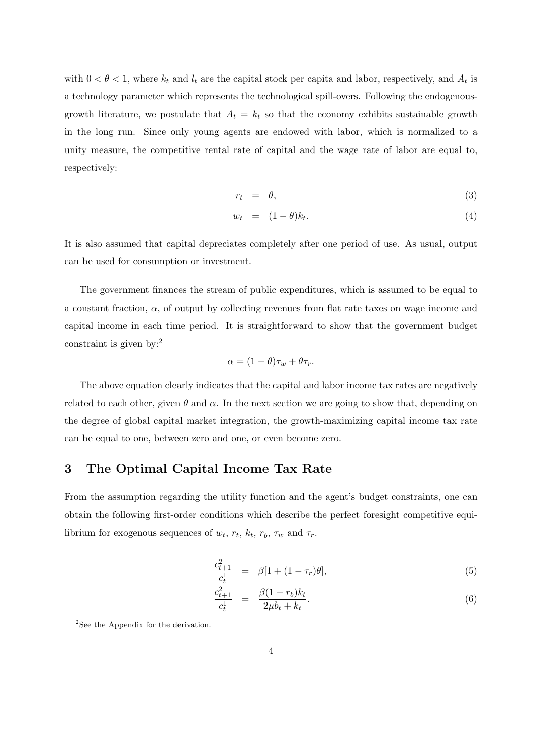with $0 < \theta < 1$, where $k_t$ and $l_t$ are the capital stock per capita and labor, respectively, and $A_t$ is a technology parameter which represents the technological spill-overs. Following the endogenous-growth literature, we postulate that $A_t = k_t$ so that the economy exhibits sustainable growth in the long run. Since only young agents are endowed with labor, which is normalized to a unity measure, the competitive rental rate of capital and the wage rate of labor are equal to, respectively:

$$r_t = \theta, \tag{3}$$

$$w_t = (1-\theta)k_t. \tag{4}$$

It is also assumed that capital depreciates completely after one period of use. As usual, output can be used for consumption or investment.

The government finances the stream of public expenditures, which is assumed to be equal to a constant fraction, $\alpha$, of output by collecting revenues from flat rate taxes on wage income and capital income in each time period. It is straightforward to show that the government budget constraint is given by:[2]

$$\alpha = (1-\theta)\tau_w + \theta\tau_r.$$

The above equation clearly indicates that the capital and labor income tax rates are negatively related to each other, given $\theta$ and $\alpha$. In the next section we are going to show that, depending on the degree of global capital market integration, the growth-maximizing capital income tax rate can be equal to one, between zero and one, or even become zero.

## 3 The Optimal Capital Income Tax Rate

From the assumption regarding the utility function and the agent's budget constraints, one can obtain the following first-order conditions which describe the perfect foresight competitive equilibrium for exogenous sequences of $w_t$, $r_t$, $k_t$, $r_b$, $\tau_w$ and $\tau_r$.

$$\frac{c_{t+1}^2}{c_t^1} = \beta[1 + (1-\tau_r)\theta], \tag{5}$$

$$\frac{c_{t+1}^2}{c_t^1} = \frac{\beta(1+r_b)k_t}{2\mu b_t + k_t}. \tag{6}$$

[2]See the Appendix for the derivation.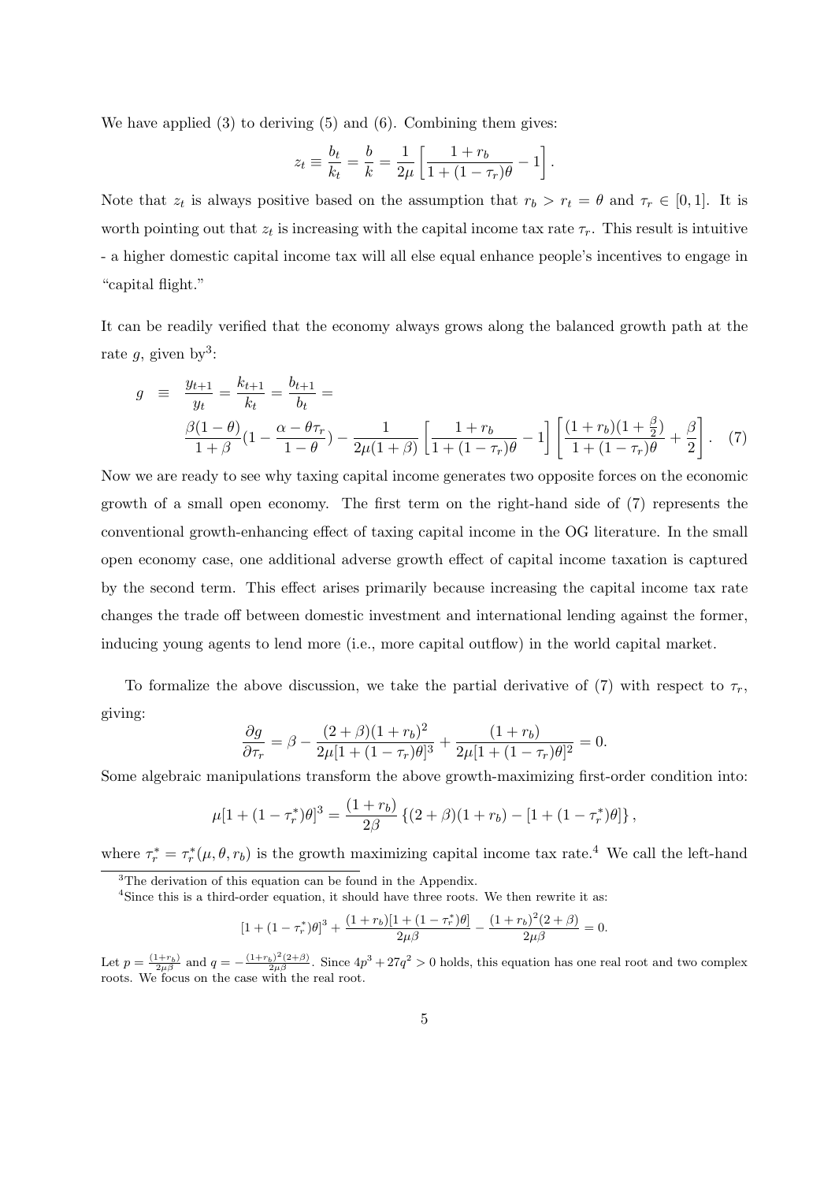We have applied (3) to deriving (5) and (6). Combining them gives:

$$z_t \equiv \frac{b_t}{k_t} = \frac{b}{k} = \frac{1}{2\mu}\left[\frac{1+r_b}{1+(1-\tau_r)\theta} - 1\right].$$

Note that $z_t$ is always positive based on the assumption that $r_b > r_t = \theta$ and $\tau_r \in [0, 1]$. It is worth pointing out that $z_t$ is increasing with the capital income tax rate $\tau_r$. This result is intuitive - a higher domestic capital income tax will all else equal enhance people's incentives to engage in "capital flight."

It can be readily verified that the economy always grows along the balanced growth path at the rate $g$, given by[3]:

$$\begin{aligned} g \;\equiv\; & \frac{y_{t+1}}{y_t} = \frac{k_{t+1}}{k_t} = \frac{b_{t+1}}{b_t} = \\ & \frac{\beta(1-\theta)}{1+\beta}\left(1 - \frac{\alpha - \theta\tau_r}{1-\theta}\right) - \frac{1}{2\mu(1+\beta)}\left[\frac{1+r_b}{1+(1-\tau_r)\theta} - 1\right]\left[\frac{(1+r_b)(1+\frac{\beta}{2})}{1+(1-\tau_r)\theta} + \frac{\beta}{2}\right]. \quad (7) \end{aligned}$$

Now we are ready to see why taxing capital income generates two opposite forces on the economic growth of a small open economy. The first term on the right-hand side of (7) represents the conventional growth-enhancing effect of taxing capital income in the OG literature. In the small open economy case, one additional adverse growth effect of capital income taxation is captured by the second term. This effect arises primarily because increasing the capital income tax rate changes the trade off between domestic investment and international lending against the former, inducing young agents to lend more (i.e., more capital outflow) in the world capital market.

To formalize the above discussion, we take the partial derivative of (7) with respect to $\tau_r$, giving:

$$\frac{\partial g}{\partial \tau_r} = \beta - \frac{(2+\beta)(1+r_b)^2}{2\mu[1+(1-\tau_r)\theta]^3} + \frac{(1+r_b)}{2\mu[1+(1-\tau_r)\theta]^2} = 0.$$

Some algebraic manipulations transform the above growth-maximizing first-order condition into:

$$\mu[1+(1-\tau_r^*)\theta]^3 = \frac{(1+r_b)}{2\beta}\left\{(2+\beta)(1+r_b) - [1+(1-\tau_r^*)\theta]\right\},$$

where $\tau_r^* = \tau_r^*(\mu, \theta, r_b)$ is the growth maximizing capital income tax rate.[4] We call the left-hand

---

[3] The derivation of this equation can be found in the Appendix.

[4] Since this is a third-order equation, it should have three roots. We then rewrite it as:

$$[1+(1-\tau_r^*)\theta]^3 + \frac{(1+r_b)[1+(1-\tau_r^*)\theta]}{2\mu\beta} - \frac{(1+r_b)^2(2+\beta)}{2\mu\beta} = 0.$$

Let $p = \frac{(1+r_b)}{2\mu\beta}$ and $q = -\frac{(1+r_b)^2(2+\beta)}{2\mu\beta}$. Since $4p^3 + 27q^2 > 0$ holds, this equation has one real root and two complex roots. We focus on the case with the real root.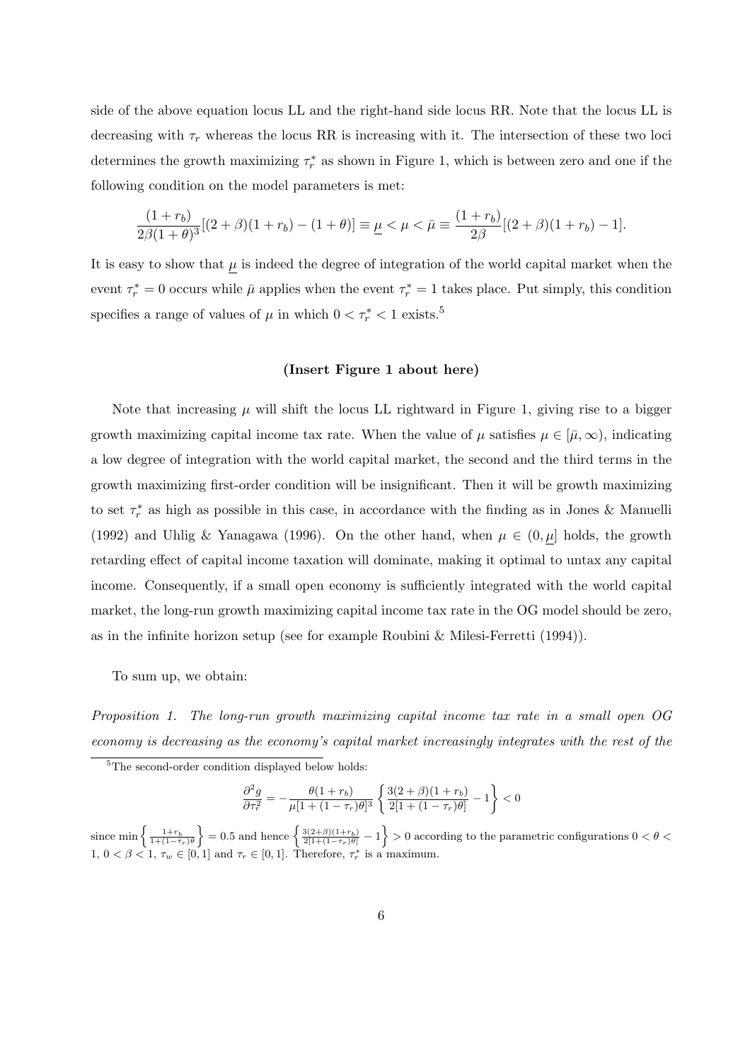side of the above equation locus LL and the right-hand side locus RR. Note that the locus LL is decreasing with $\tau_r$ whereas the locus RR is increasing with it. The intersection of these two loci determines the growth maximizing $\tau_r^*$ as shown in Figure 1, which is between zero and one if the following condition on the model parameters is met:

$$\frac{(1+r_b)}{2\beta(1+\theta)^3}[(2+\beta)(1+r_b)-(1+\theta)] \equiv \underline{\mu} < \mu < \bar{\mu} \equiv \frac{(1+r_b)}{2\beta}[(2+\beta)(1+r_b)-1].$$

It is easy to show that $\underline{\mu}$ is indeed the degree of integration of the world capital market when the event $\tau_r^* = 0$ occurs while $\bar{\mu}$ applies when the event $\tau_r^* = 1$ takes place. Put simply, this condition specifies a range of values of $\mu$ in which $0 < \tau_r^* < 1$ exists.[5]

**(Insert Figure 1 about here)**

Note that increasing $\mu$ will shift the locus LL rightward in Figure 1, giving rise to a bigger growth maximizing capital income tax rate. When the value of $\mu$ satisfies $\mu \in [\bar{\mu}, \infty)$, indicating a low degree of integration with the world capital market, the second and the third terms in the growth maximizing first-order condition will be insignificant. Then it will be growth maximizing to set $\tau_r^*$ as high as possible in this case, in accordance with the finding as in Jones & Manuelli (1992) and Uhlig & Yanagawa (1996). On the other hand, when $\mu \in (0, \underline{\mu}]$ holds, the growth retarding effect of capital income taxation will dominate, making it optimal to untax any capital income. Consequently, if a small open economy is sufficiently integrated with the world capital market, the long-run growth maximizing capital income tax rate in the OG model should be zero, as in the infinite horizon setup (see for example Roubini & Milesi-Ferretti (1994)).

To sum up, we obtain:

*Proposition 1. The long-run growth maximizing capital income tax rate in a small open OG economy is decreasing as the economy's capital market increasingly integrates with the rest of the*

---

[5]The second-order condition displayed below holds:

$$\frac{\partial^2 g}{\partial \tau_r^2} = -\frac{\theta(1+r_b)}{\mu[1+(1-\tau_r)\theta]^3}\left\{\frac{3(2+\beta)(1+r_b)}{2[1+(1-\tau_r)\theta]}-1\right\} < 0$$

since $\min\left\{\frac{1+r_b}{1+(1-\tau_r)\theta}\right\} = 0.5$ and hence $\left\{\frac{3(2+\beta)(1+r_b)}{2[1+(1-\tau_r)\theta]}-1\right\} > 0$ according to the parametric configurations $0 < \theta < 1$, $0 < \beta < 1$, $\tau_w \in [0, 1]$ and $\tau_r \in [0, 1]$. Therefore, $\tau_r^*$ is a maximum.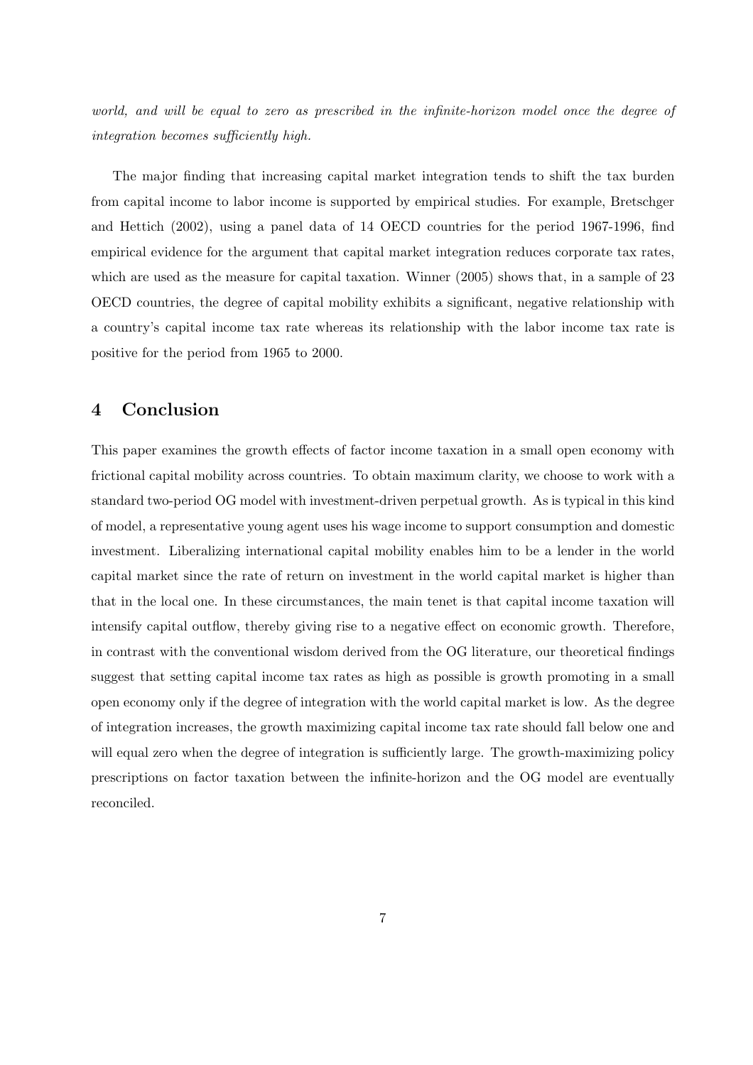*world, and will be equal to zero as prescribed in the infinite-horizon model once the degree of integration becomes sufficiently high.*

The major finding that increasing capital market integration tends to shift the tax burden from capital income to labor income is supported by empirical studies. For example, Bretschger and Hettich (2002), using a panel data of 14 OECD countries for the period 1967-1996, find empirical evidence for the argument that capital market integration reduces corporate tax rates, which are used as the measure for capital taxation. Winner (2005) shows that, in a sample of 23 OECD countries, the degree of capital mobility exhibits a significant, negative relationship with a country's capital income tax rate whereas its relationship with the labor income tax rate is positive for the period from 1965 to 2000.

## 4 Conclusion

This paper examines the growth effects of factor income taxation in a small open economy with frictional capital mobility across countries. To obtain maximum clarity, we choose to work with a standard two-period OG model with investment-driven perpetual growth. As is typical in this kind of model, a representative young agent uses his wage income to support consumption and domestic investment. Liberalizing international capital mobility enables him to be a lender in the world capital market since the rate of return on investment in the world capital market is higher than that in the local one. In these circumstances, the main tenet is that capital income taxation will intensify capital outflow, thereby giving rise to a negative effect on economic growth. Therefore, in contrast with the conventional wisdom derived from the OG literature, our theoretical findings suggest that setting capital income tax rates as high as possible is growth promoting in a small open economy only if the degree of integration with the world capital market is low. As the degree of integration increases, the growth maximizing capital income tax rate should fall below one and will equal zero when the degree of integration is sufficiently large. The growth-maximizing policy prescriptions on factor taxation between the infinite-horizon and the OG model are eventually reconciled.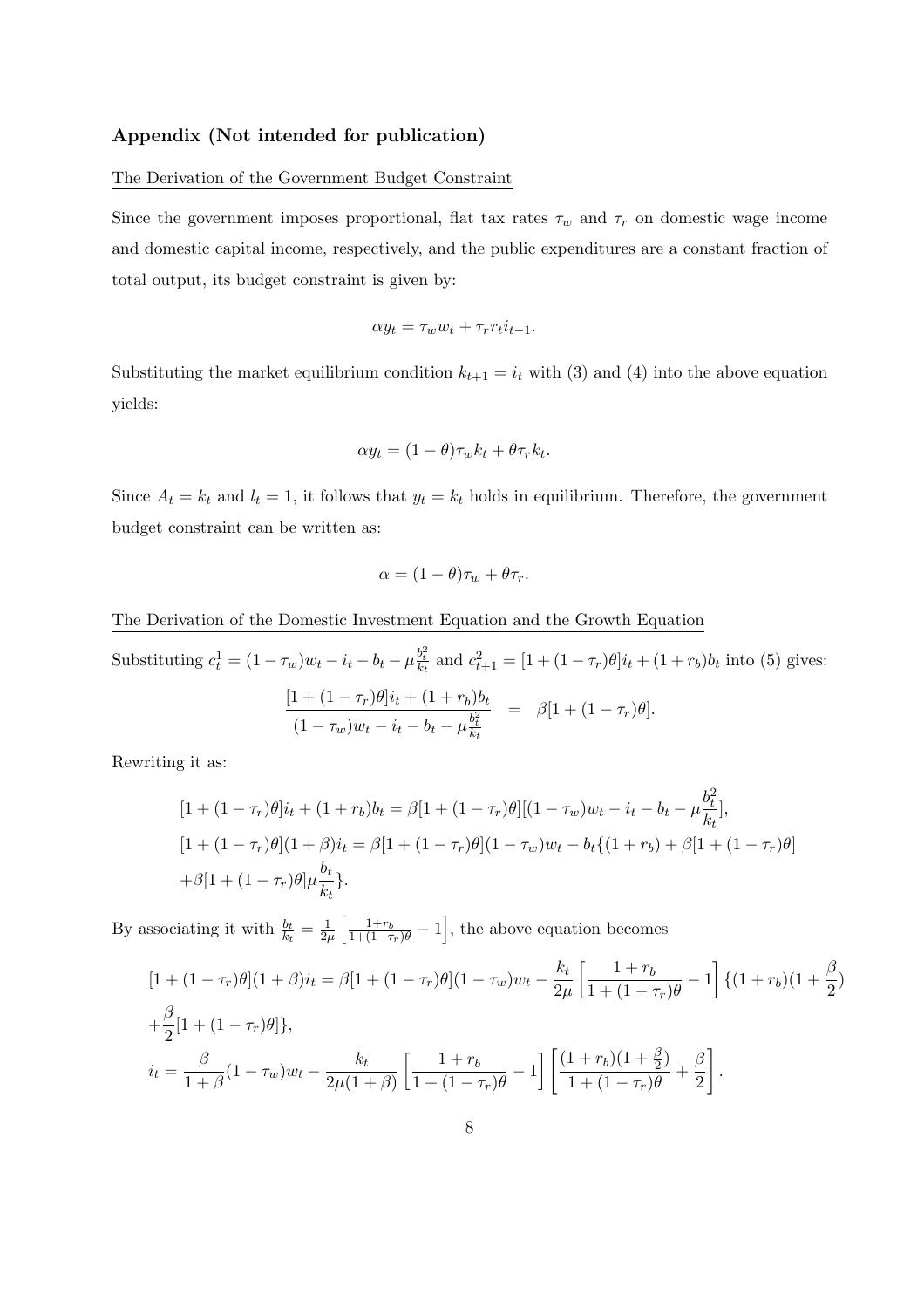## Appendix (Not intended for publication)

The Derivation of the Government Budget Constraint

Since the government imposes proportional, flat tax rates $\tau_w$ and $\tau_r$ on domestic wage income and domestic capital income, respectively, and the public expenditures are a constant fraction of total output, its budget constraint is given by:

$$\alpha y_t = \tau_w w_t + \tau_r r_t i_{t-1}.$$

Substituting the market equilibrium condition $k_{t+1} = i_t$ with (3) and (4) into the above equation yields:

$$\alpha y_t = (1-\theta)\tau_w k_t + \theta \tau_r k_t.$$

Since $A_t = k_t$ and $l_t = 1$, it follows that $y_t = k_t$ holds in equilibrium. Therefore, the government budget constraint can be written as:

$$\alpha = (1-\theta)\tau_w + \theta \tau_r.$$

The Derivation of the Domestic Investment Equation and the Growth Equation

Substituting $c_t^1 = (1-\tau_w)w_t - i_t - b_t - \mu \frac{b_t^2}{k_t}$ and $c_{t+1}^2 = [1+(1-\tau_r)\theta]i_t + (1+r_b)b_t$ into (5) gives:

$$\frac{[1+(1-\tau_r)\theta]i_t + (1+r_b)b_t}{(1-\tau_w)w_t - i_t - b_t - \mu \frac{b_t^2}{k_t}} = \beta[1+(1-\tau_r)\theta].$$

Rewriting it as:

$$\begin{aligned}
&[1+(1-\tau_r)\theta]i_t + (1+r_b)b_t = \beta[1+(1-\tau_r)\theta][(1-\tau_w)w_t - i_t - b_t - \mu \frac{b_t^2}{k_t}],\\
&[1+(1-\tau_r)\theta](1+\beta)i_t = \beta[1+(1-\tau_r)\theta](1-\tau_w)w_t - b_t\{(1+r_b) + \beta[1+(1-\tau_r)\theta]\\
&+\beta[1+(1-\tau_r)\theta]\mu \frac{b_t}{k_t}\}.
\end{aligned}$$

By associating it with $\frac{b_t}{k_t} = \frac{1}{2\mu}\left[\frac{1+r_b}{1+(1-\tau_r)\theta} - 1\right]$, the above equation becomes

$$\begin{aligned}
&[1+(1-\tau_r)\theta](1+\beta)i_t = \beta[1+(1-\tau_r)\theta](1-\tau_w)w_t - \frac{k_t}{2\mu}\left[\frac{1+r_b}{1+(1-\tau_r)\theta} - 1\right]\{(1+r_b)(1+\frac{\beta}{2})\\
&+\frac{\beta}{2}[1+(1-\tau_r)\theta]\},\\
&i_t = \frac{\beta}{1+\beta}(1-\tau_w)w_t - \frac{k_t}{2\mu(1+\beta)}\left[\frac{1+r_b}{1+(1-\tau_r)\theta} - 1\right]\left[\frac{(1+r_b)(1+\frac{\beta}{2})}{1+(1-\tau_r)\theta} + \frac{\beta}{2}\right].
\end{aligned}$$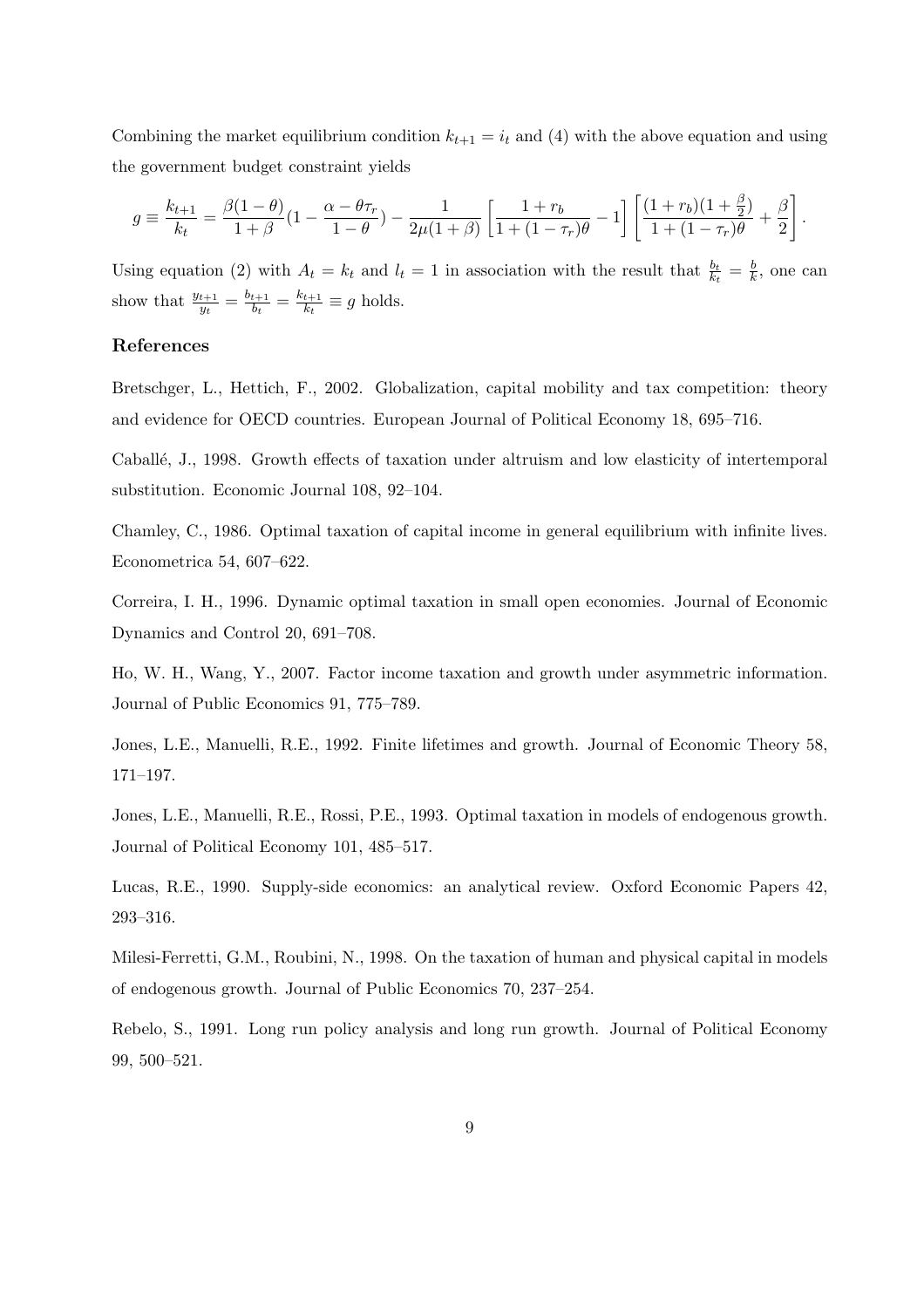Combining the market equilibrium condition $k_{t+1} = i_t$ and (4) with the above equation and using the government budget constraint yields

$$g \equiv \frac{k_{t+1}}{k_t} = \frac{\beta(1-\theta)}{1+\beta}(1 - \frac{\alpha - \theta\tau_r}{1-\theta}) - \frac{1}{2\mu(1+\beta)}\left[\frac{1+r_b}{1+(1-\tau_r)\theta} - 1\right]\left[\frac{(1+r_b)(1+\frac{\beta}{2})}{1+(1-\tau_r)\theta} + \frac{\beta}{2}\right].$$

Using equation (2) with $A_t = k_t$ and $l_t = 1$ in association with the result that $\frac{b_t}{k_t} = \frac{b}{k}$, one can show that $\frac{y_{t+1}}{y_t} = \frac{b_{t+1}}{b_t} = \frac{k_{t+1}}{k_t} \equiv g$ holds.

## References

Bretschger, L., Hettich, F., 2002. Globalization, capital mobility and tax competition: theory and evidence for OECD countries. European Journal of Political Economy 18, 695–716.

Caballé, J., 1998. Growth effects of taxation under altruism and low elasticity of intertemporal substitution. Economic Journal 108, 92–104.

Chamley, C., 1986. Optimal taxation of capital income in general equilibrium with infinite lives. Econometrica 54, 607–622.

Correira, I. H., 1996. Dynamic optimal taxation in small open economies. Journal of Economic Dynamics and Control 20, 691–708.

Ho, W. H., Wang, Y., 2007. Factor income taxation and growth under asymmetric information. Journal of Public Economics 91, 775–789.

Jones, L.E., Manuelli, R.E., 1992. Finite lifetimes and growth. Journal of Economic Theory 58, 171–197.

Jones, L.E., Manuelli, R.E., Rossi, P.E., 1993. Optimal taxation in models of endogenous growth. Journal of Political Economy 101, 485–517.

Lucas, R.E., 1990. Supply-side economics: an analytical review. Oxford Economic Papers 42, 293–316.

Milesi-Ferretti, G.M., Roubini, N., 1998. On the taxation of human and physical capital in models of endogenous growth. Journal of Public Economics 70, 237–254.

Rebelo, S., 1991. Long run policy analysis and long run growth. Journal of Political Economy 99, 500–521.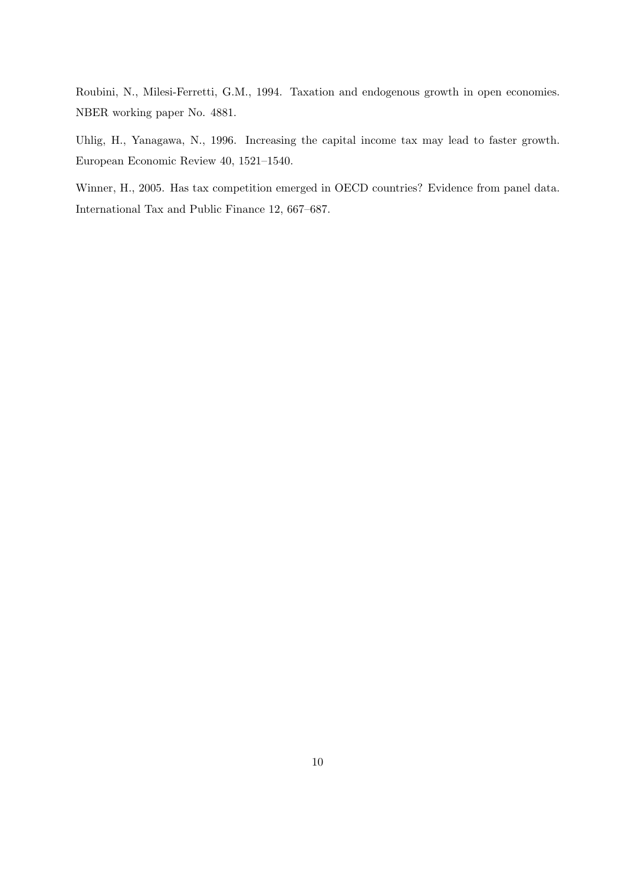Roubini, N., Milesi-Ferretti, G.M., 1994. Taxation and endogenous growth in open economies. NBER working paper No. 4881.

Uhlig, H., Yanagawa, N., 1996. Increasing the capital income tax may lead to faster growth. European Economic Review 40, 1521–1540.

Winner, H., 2005. Has tax competition emerged in OECD countries? Evidence from panel data. International Tax and Public Finance 12, 667–687.